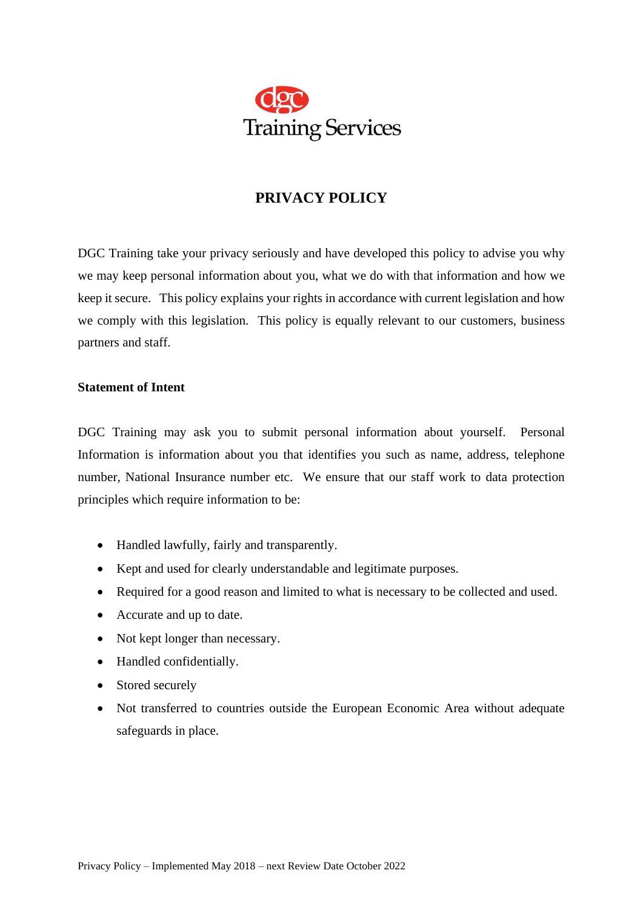dgc Training Services

# PRIVACY POLICY

DGC Training take your privacy seriously and have developed this policy to advise you why we may keep personal information about you, what we do with that information and how we keep it secure. This policy explains your rights in accordance with current legislation and how we comply with this legislation. This policy is equally relevant to our customers, business partners and staff.

**Statement of Intent**

DGC Training may ask you to submit personal information about yourself. Personal Information is information about you that identifies you such as name, address, telephone number, National Insurance number etc. We ensure that our staff work to data protection principles which require information to be:

- Handled lawfully, fairly and transparently.
- Kept and used for clearly understandable and legitimate purposes.
- Required for a good reason and limited to what is necessary to be collected and used.
- Accurate and up to date.
- Not kept longer than necessary.
- Handled confidentially.
- Stored securely
- Not transferred to countries outside the European Economic Area without adequate safeguards in place.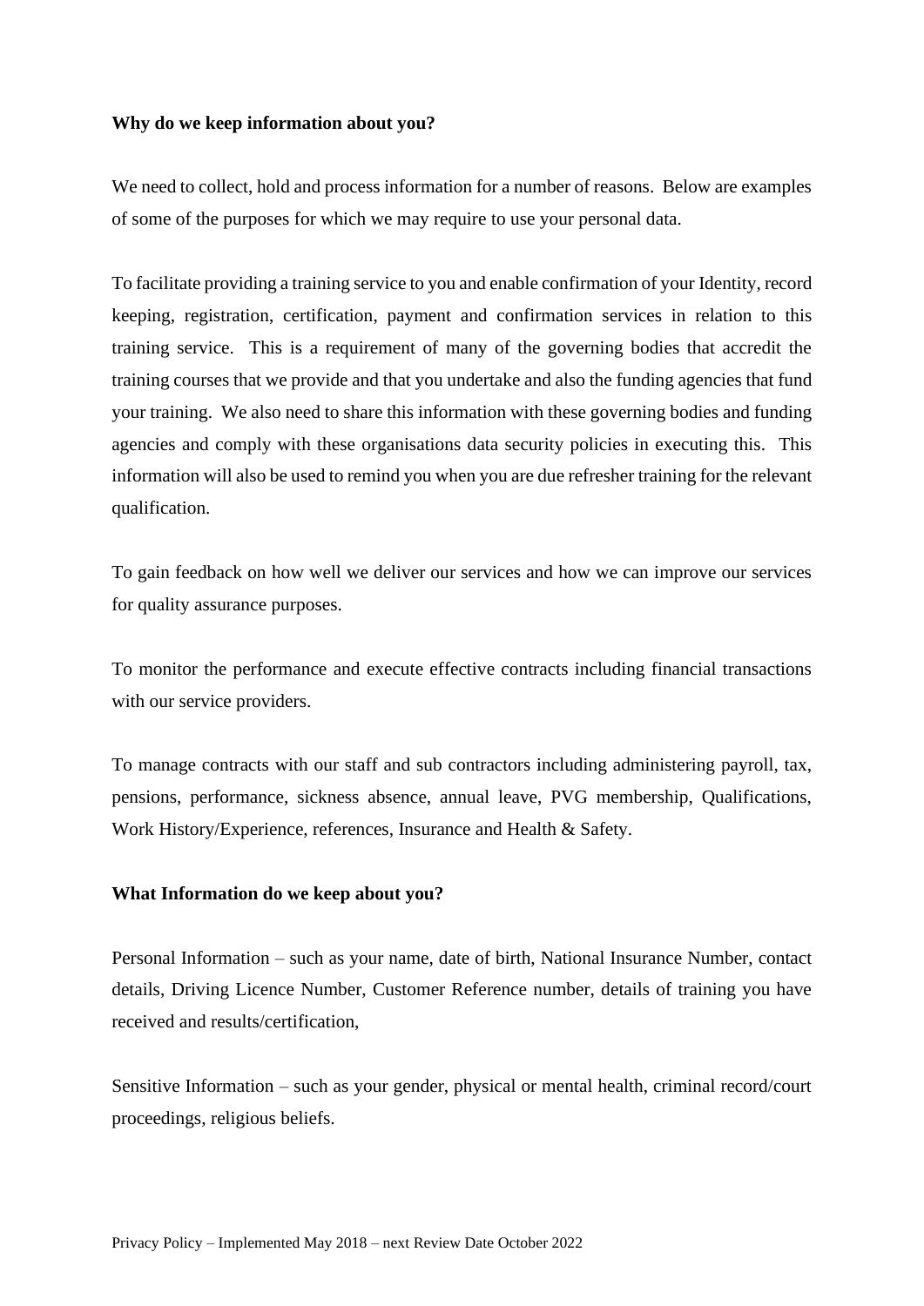**Why do we keep information about you?**

We need to collect, hold and process information for a number of reasons. Below are examples of some of the purposes for which we may require to use your personal data.

To facilitate providing a training service to you and enable confirmation of your Identity, record keeping, registration, certification, payment and confirmation services in relation to this training service. This is a requirement of many of the governing bodies that accredit the training courses that we provide and that you undertake and also the funding agencies that fund your training. We also need to share this information with these governing bodies and funding agencies and comply with these organisations data security policies in executing this. This information will also be used to remind you when you are due refresher training for the relevant qualification.

To gain feedback on how well we deliver our services and how we can improve our services for quality assurance purposes.

To monitor the performance and execute effective contracts including financial transactions with our service providers.

To manage contracts with our staff and sub contractors including administering payroll, tax, pensions, performance, sickness absence, annual leave, PVG membership, Qualifications, Work History/Experience, references, Insurance and Health & Safety.

**What Information do we keep about you?**

Personal Information – such as your name, date of birth, National Insurance Number, contact details, Driving Licence Number, Customer Reference number, details of training you have received and results/certification,

Sensitive Information – such as your gender, physical or mental health, criminal record/court proceedings, religious beliefs.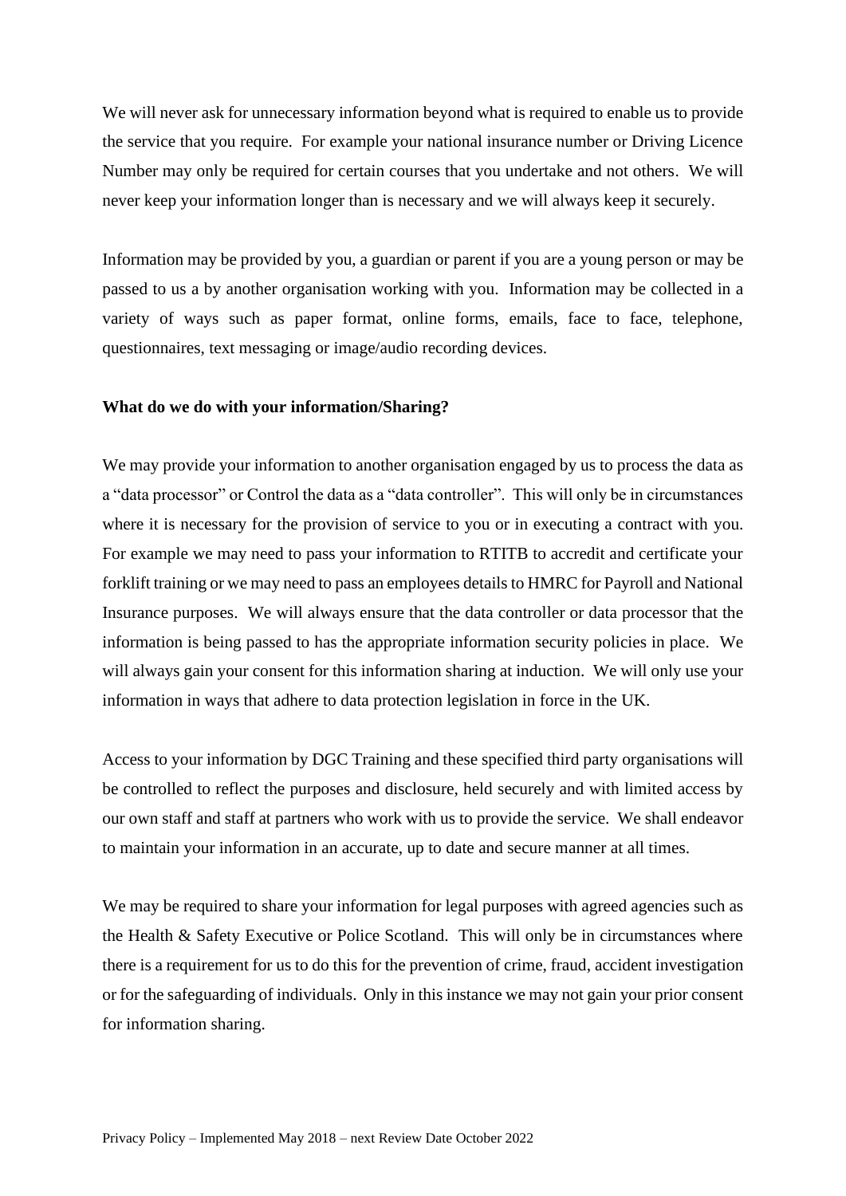We will never ask for unnecessary information beyond what is required to enable us to provide the service that you require. For example your national insurance number or Driving Licence Number may only be required for certain courses that you undertake and not others. We will never keep your information longer than is necessary and we will always keep it securely.

Information may be provided by you, a guardian or parent if you are a young person or may be passed to us a by another organisation working with you. Information may be collected in a variety of ways such as paper format, online forms, emails, face to face, telephone, questionnaires, text messaging or image/audio recording devices.

**What do we do with your information/Sharing?**

We may provide your information to another organisation engaged by us to process the data as a "data processor" or Control the data as a "data controller". This will only be in circumstances where it is necessary for the provision of service to you or in executing a contract with you. For example we may need to pass your information to RTITB to accredit and certificate your forklift training or we may need to pass an employees details to HMRC for Payroll and National Insurance purposes. We will always ensure that the data controller or data processor that the information is being passed to has the appropriate information security policies in place. We will always gain your consent for this information sharing at induction. We will only use your information in ways that adhere to data protection legislation in force in the UK.

Access to your information by DGC Training and these specified third party organisations will be controlled to reflect the purposes and disclosure, held securely and with limited access by our own staff and staff at partners who work with us to provide the service. We shall endeavor to maintain your information in an accurate, up to date and secure manner at all times.

We may be required to share your information for legal purposes with agreed agencies such as the Health & Safety Executive or Police Scotland. This will only be in circumstances where there is a requirement for us to do this for the prevention of crime, fraud, accident investigation or for the safeguarding of individuals. Only in this instance we may not gain your prior consent for information sharing.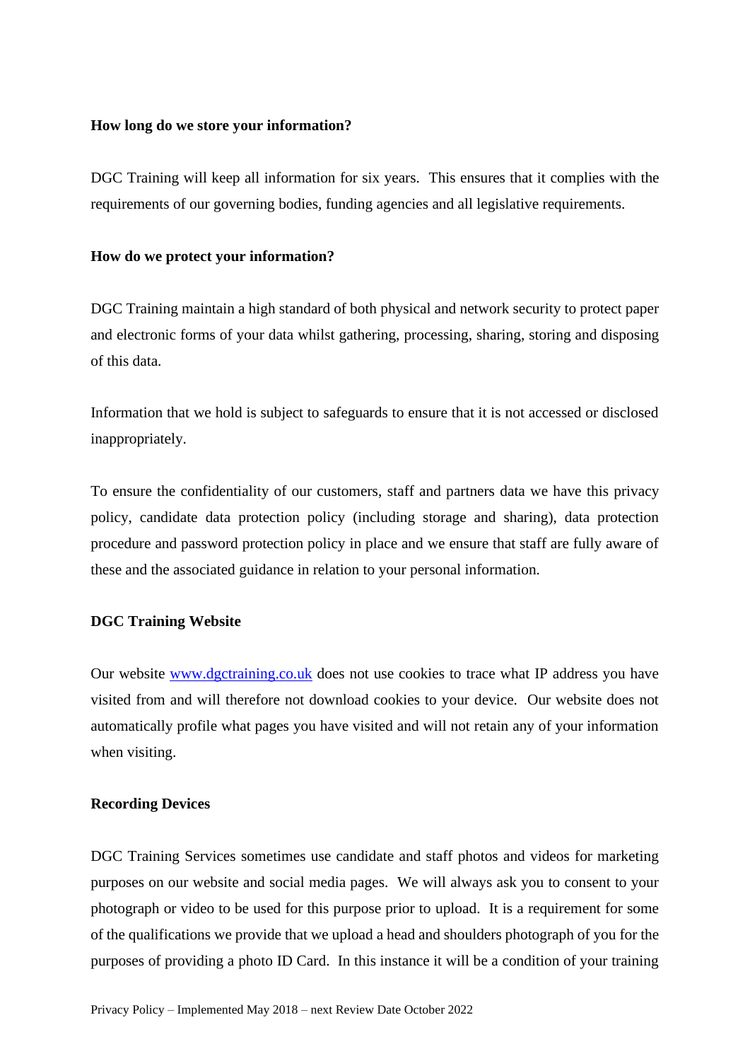**How long do we store your information?**

DGC Training will keep all information for six years. This ensures that it complies with the requirements of our governing bodies, funding agencies and all legislative requirements.

**How do we protect your information?**

DGC Training maintain a high standard of both physical and network security to protect paper and electronic forms of your data whilst gathering, processing, sharing, storing and disposing of this data.

Information that we hold is subject to safeguards to ensure that it is not accessed or disclosed inappropriately.

To ensure the confidentiality of our customers, staff and partners data we have this privacy policy, candidate data protection policy (including storage and sharing), data protection procedure and password protection policy in place and we ensure that staff are fully aware of these and the associated guidance in relation to your personal information.

**DGC Training Website**

Our website [www.dgctraining.co.uk](http://www.dgctraining.co.uk) does not use cookies to trace what IP address you have visited from and will therefore not download cookies to your device. Our website does not automatically profile what pages you have visited and will not retain any of your information when visiting.

**Recording Devices**

DGC Training Services sometimes use candidate and staff photos and videos for marketing purposes on our website and social media pages. We will always ask you to consent to your photograph or video to be used for this purpose prior to upload. It is a requirement for some of the qualifications we provide that we upload a head and shoulders photograph of you for the purposes of providing a photo ID Card. In this instance it will be a condition of your training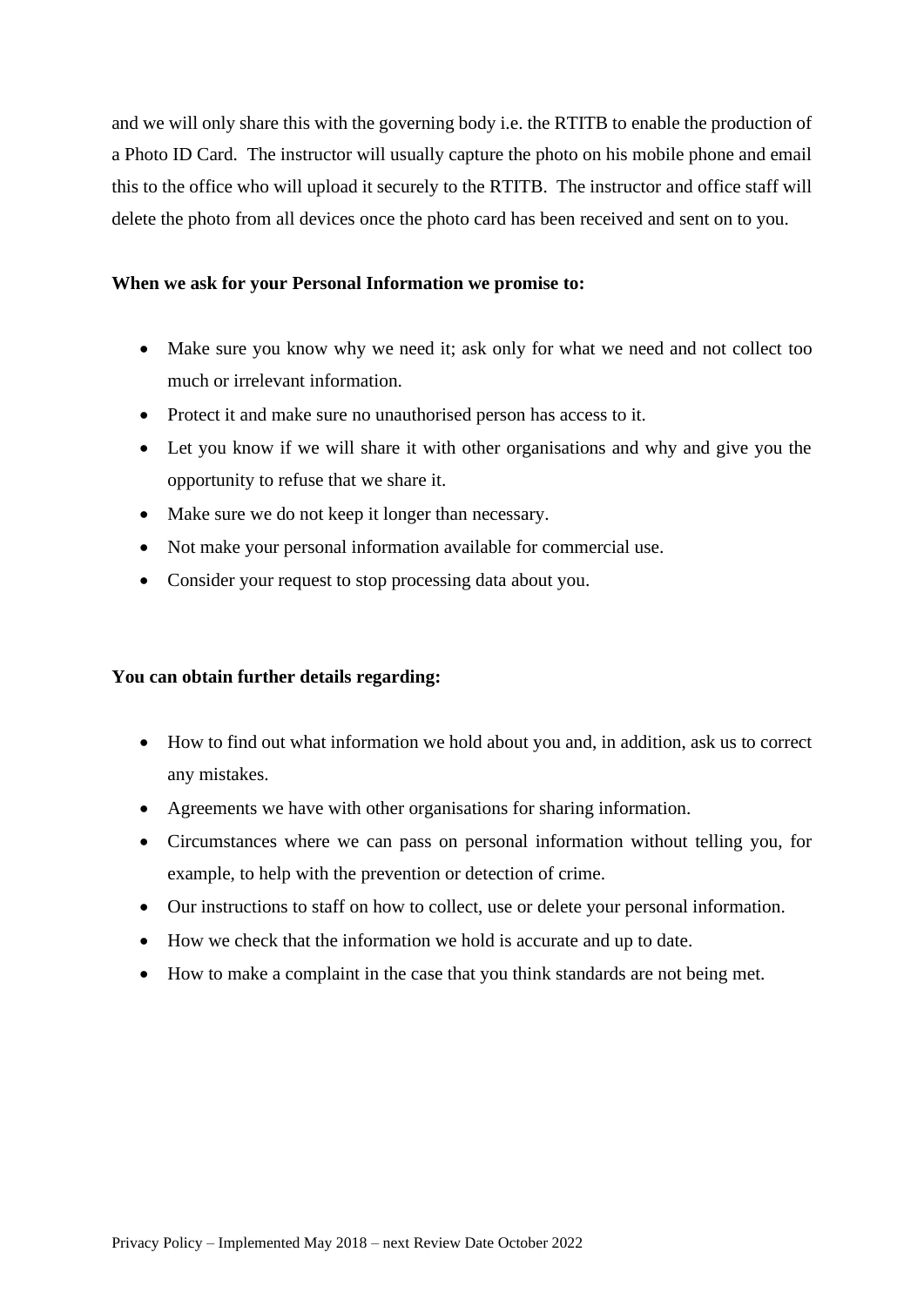and we will only share this with the governing body i.e. the RTITB to enable the production of a Photo ID Card. The instructor will usually capture the photo on his mobile phone and email this to the office who will upload it securely to the RTITB. The instructor and office staff will delete the photo from all devices once the photo card has been received and sent on to you.

**When we ask for your Personal Information we promise to:**

- Make sure you know why we need it; ask only for what we need and not collect too much or irrelevant information.
- Protect it and make sure no unauthorised person has access to it.
- Let you know if we will share it with other organisations and why and give you the opportunity to refuse that we share it.
- Make sure we do not keep it longer than necessary.
- Not make your personal information available for commercial use.
- Consider your request to stop processing data about you.

**You can obtain further details regarding:**

- How to find out what information we hold about you and, in addition, ask us to correct any mistakes.
- Agreements we have with other organisations for sharing information.
- Circumstances where we can pass on personal information without telling you, for example, to help with the prevention or detection of crime.
- Our instructions to staff on how to collect, use or delete your personal information.
- How we check that the information we hold is accurate and up to date.
- How to make a complaint in the case that you think standards are not being met.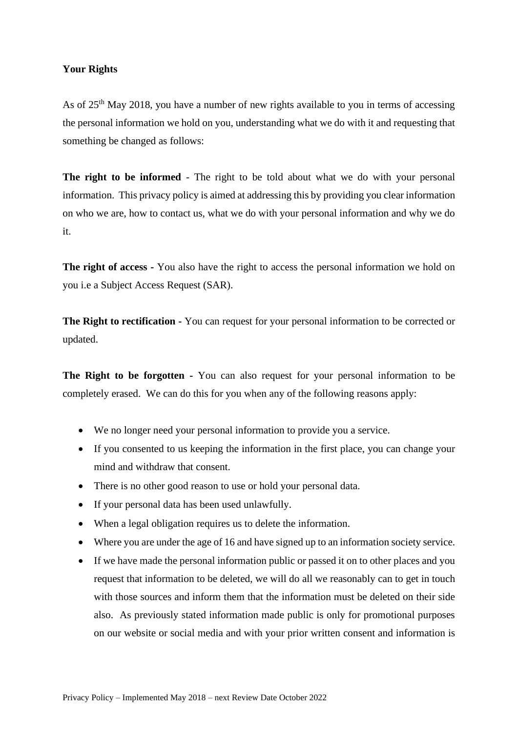**Your Rights**

As of 25th May 2018, you have a number of new rights available to you in terms of accessing the personal information we hold on you, understanding what we do with it and requesting that something be changed as follows:

**The right to be informed** - The right to be told about what we do with your personal information. This privacy policy is aimed at addressing this by providing you clear information on who we are, how to contact us, what we do with your personal information and why we do it.

**The right of access -** You also have the right to access the personal information we hold on you i.e a Subject Access Request (SAR).

**The Right to rectification -** You can request for your personal information to be corrected or updated.

**The Right to be forgotten -** You can also request for your personal information to be completely erased. We can do this for you when any of the following reasons apply:

- We no longer need your personal information to provide you a service.
- If you consented to us keeping the information in the first place, you can change your mind and withdraw that consent.
- There is no other good reason to use or hold your personal data.
- If your personal data has been used unlawfully.
- When a legal obligation requires us to delete the information.
- Where you are under the age of 16 and have signed up to an information society service.
- If we have made the personal information public or passed it on to other places and you request that information to be deleted, we will do all we reasonably can to get in touch with those sources and inform them that the information must be deleted on their side also. As previously stated information made public is only for promotional purposes on our website or social media and with your prior written consent and information is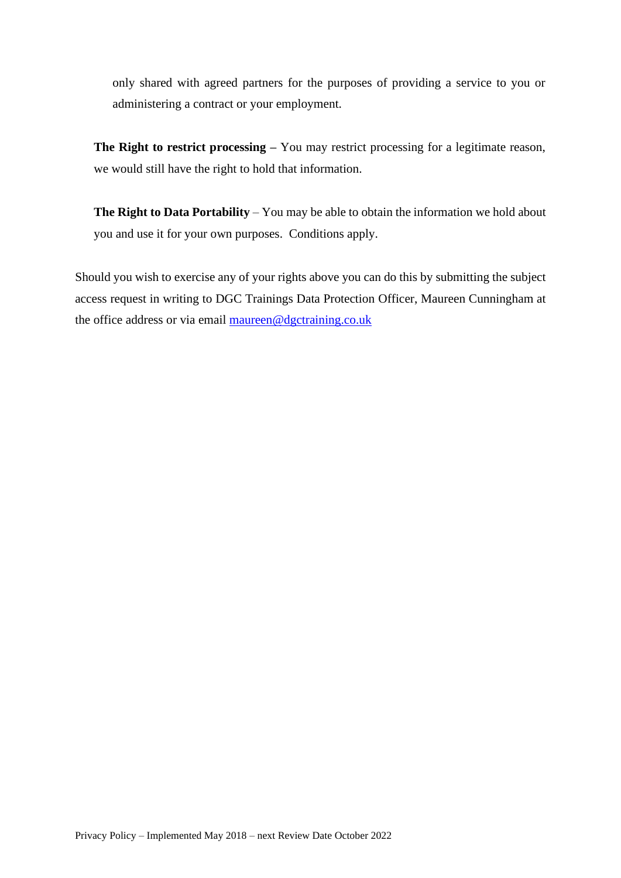only shared with agreed partners for the purposes of providing a service to you or administering a contract or your employment.

**The Right to restrict processing –** You may restrict processing for a legitimate reason, we would still have the right to hold that information.

**The Right to Data Portability** – You may be able to obtain the information we hold about you and use it for your own purposes. Conditions apply.

Should you wish to exercise any of your rights above you can do this by submitting the subject access request in writing to DGC Trainings Data Protection Officer, Maureen Cunningham at the office address or via email maureen@dgctraining.co.uk